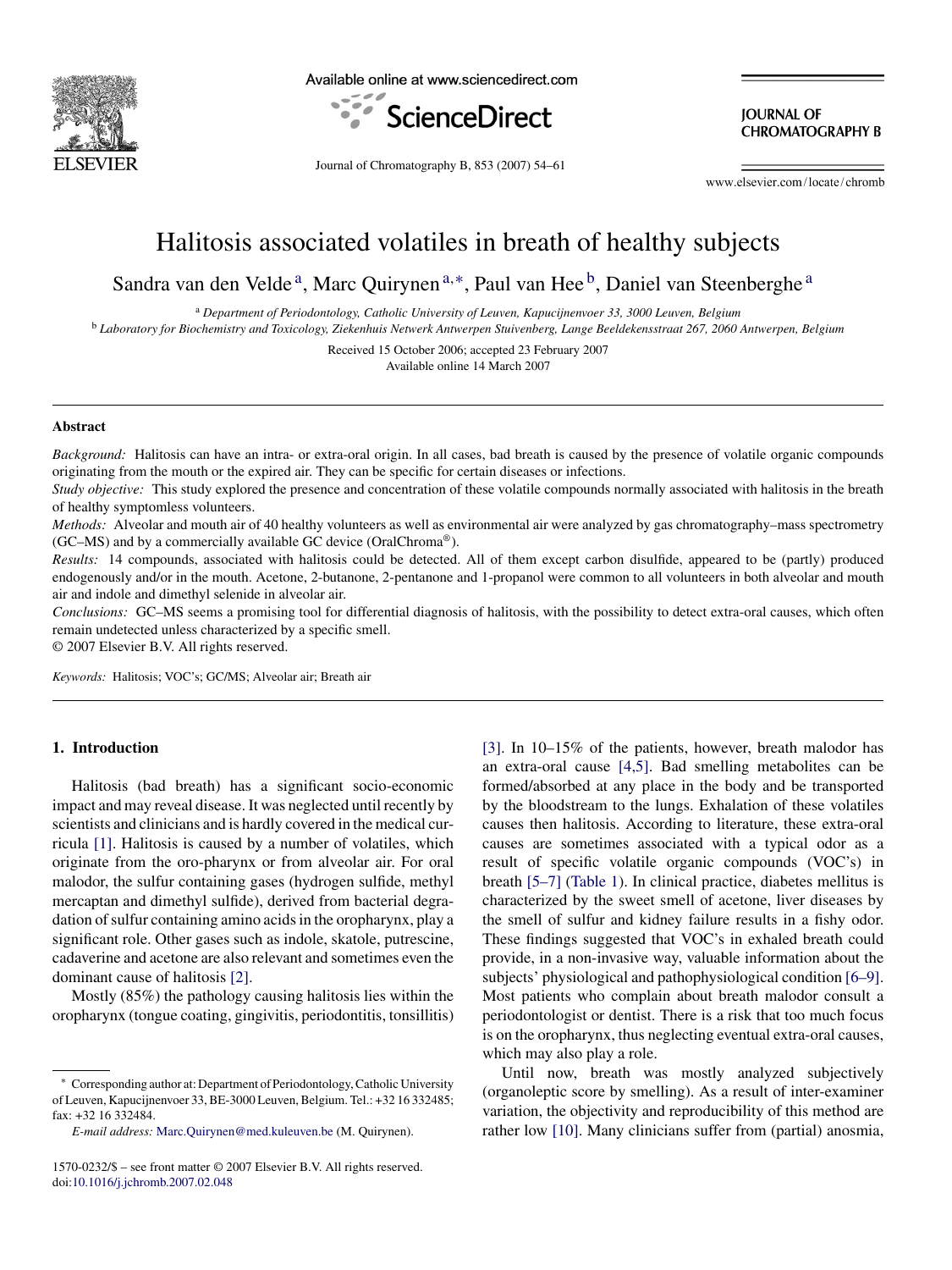# Halitosis associated volatiles in breath of healthy subjects

Sandra van den Velde [a], Marc Quirynen [a,*], Paul van Hee [b], Daniel van Steenberghe [a]

[a] *Department of Periodontology, Catholic University of Leuven, Kapucijnenvoer 33, 3000 Leuven, Belgium*

[b] *Laboratory for Biochemistry and Toxicology, Ziekenhuis Netwerk Antwerpen Stuivenberg, Lange Beeldekensstraat 267, 2060 Antwerpen, Belgium*

Received 15 October 2006; accepted 23 February 2007

Available online 14 March 2007

## Abstract

*Background:* Halitosis can have an intra- or extra-oral origin. In all cases, bad breath is caused by the presence of volatile organic compounds originating from the mouth or the expired air. They can be specific for certain diseases or infections.

*Study objective:* This study explored the presence and concentration of these volatile compounds normally associated with halitosis in the breath of healthy symptomless volunteers.

*Methods:* Alveolar and mouth air of 40 healthy volunteers as well as environmental air were analyzed by gas chromatography–mass spectrometry (GC–MS) and by a commercially available GC device (OralChroma®).

*Results:* 14 compounds, associated with halitosis could be detected. All of them except carbon disulfide, appeared to be (partly) produced endogenously and/or in the mouth. Acetone, 2-butanone, 2-pentanone and 1-propanol were common to all volunteers in both alveolar and mouth air and indole and dimethyl selenide in alveolar air.

*Conclusions:* GC–MS seems a promising tool for differential diagnosis of halitosis, with the possibility to detect extra-oral causes, which often remain undetected unless characterized by a specific smell.

© 2007 Elsevier B.V. All rights reserved.

*Keywords:* Halitosis; VOC's; GC/MS; Alveolar air; Breath air

## 1. Introduction

Halitosis (bad breath) has a significant socio-economic impact and may reveal disease. It was neglected until recently by scientists and clinicians and is hardly covered in the medical curricula [1]. Halitosis is caused by a number of volatiles, which originate from the oro-pharynx or from alveolar air. For oral malodor, the sulfur containing gases (hydrogen sulfide, methyl mercaptan and dimethyl sulfide), derived from bacterial degradation of sulfur containing amino acids in the oropharynx, play a significant role. Other gases such as indole, skatole, putrescine, cadaverine and acetone are also relevant and sometimes even the dominant cause of halitosis [2].

Mostly (85%) the pathology causing halitosis lies within the oropharynx (tongue coating, gingivitis, periodontitis, tonsillitis) [3]. In 10–15% of the patients, however, breath malodor has an extra-oral cause [4,5]. Bad smelling metabolites can be formed/absorbed at any place in the body and be transported by the bloodstream to the lungs. Exhalation of these volatiles causes then halitosis. According to literature, these extra-oral causes are sometimes associated with a typical odor as a result of specific volatile organic compounds (VOC's) in breath [5–7] (Table 1). In clinical practice, diabetes mellitus is characterized by the sweet smell of acetone, liver diseases by the smell of sulfur and kidney failure results in a fishy odor. These findings suggested that VOC's in exhaled breath could provide, in a non-invasive way, valuable information about the subjects' physiological and pathophysiological condition [6–9]. Most patients who complain about breath malodor consult a periodontologist or dentist. There is a risk that too much focus is on the oropharynx, thus neglecting eventual extra-oral causes, which may also play a role.

Until now, breath was mostly analyzed subjectively (organoleptic score by smelling). As a result of inter-examiner variation, the objectivity and reproducibility of this method are rather low [10]. Many clinicians suffer from (partial) anosmia,

* Corresponding author at: Department of Periodontology, Catholic University of Leuven, Kapucijnenvoer 33, BE-3000 Leuven, Belgium. Tel.: +32 16 332485; fax: +32 16 332484.

*E-mail address:* Marc.Quirynen@med.kuleuven.be (M. Quirynen).

1570-0232/$ – see front matter © 2007 Elsevier B.V. All rights reserved.
doi:10.1016/j.jchromb.2007.02.048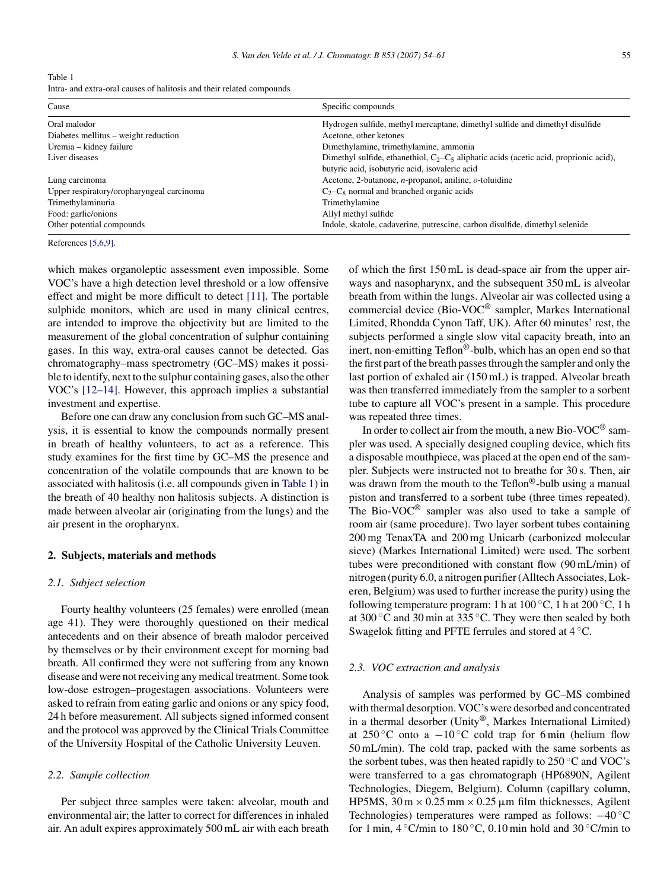Table 1
Intra- and extra-oral causes of halitosis and their related compounds

| Cause | Specific compounds |
| --- | --- |
| Oral malodor | Hydrogen sulfide, methyl mercaptane, dimethyl sulfide and dimethyl disulfide |
| Diabetes mellitus – weight reduction | Acetone, other ketones |
| Uremia – kidney failure | Dimethylamine, trimethylamine, ammonia |
| Liver diseases | Dimethyl sulfide, ethanethiol, $C_2$–$C_5$ aliphatic acids (acetic acid, proprionic acid), butyric acid, isobutyric acid, isovaleric acid |
| Lung carcinoma | Acetone, 2-butanone, *n*-propanol, aniline, *o*-toluidine |
| Upper respiratory/oropharyngeal carcinoma | $C_2$–$C_8$ normal and branched organic acids |
| Trimethylaminuria | Trimethylamine |
| Food: garlic/onions | Allyl methyl sulfide |
| Other potential compounds | Indole, skatole, cadaverine, putrescine, carbon disulfide, dimethyl selenide |

References [5,6,9].

which makes organoleptic assessment even impossible. Some VOC's have a high detection level threshold or a low offensive effect and might be more difficult to detect [11]. The portable sulphide monitors, which are used in many clinical centres, are intended to improve the objectivity but are limited to the measurement of the global concentration of sulphur containing gases. In this way, extra-oral causes cannot be detected. Gas chromatography–mass spectrometry (GC–MS) makes it possible to identify, next to the sulphur containing gases, also the other VOC's [12–14]. However, this approach implies a substantial investment and expertise.

Before one can draw any conclusion from such GC–MS analysis, it is essential to know the compounds normally present in breath of healthy volunteers, to act as a reference. This study examines for the first time by GC–MS the presence and concentration of the volatile compounds that are known to be associated with halitosis (i.e. all compounds given in Table 1) in the breath of 40 healthy non halitosis subjects. A distinction is made between alveolar air (originating from the lungs) and the air present in the oropharynx.

## 2. Subjects, materials and methods

### 2.1. Subject selection

Fourty healthy volunteers (25 females) were enrolled (mean age 41). They were thoroughly questioned on their medical antecedents and on their absence of breath malodor perceived by themselves or by their environment except for morning bad breath. All confirmed they were not suffering from any known disease and were not receiving any medical treatment. Some took low-dose estrogen–progestagen associations. Volunteers were asked to refrain from eating garlic and onions or any spicy food, 24 h before measurement. All subjects signed informed consent and the protocol was approved by the Clinical Trials Committee of the University Hospital of the Catholic University Leuven.

### 2.2. Sample collection

Per subject three samples were taken: alveolar, mouth and environmental air; the latter to correct for differences in inhaled air. An adult expires approximately 500 mL air with each breath of which the first 150 mL is dead-space air from the upper airways and nasopharynx, and the subsequent 350 mL is alveolar breath from within the lungs. Alveolar air was collected using a commercial device (Bio-VOC® sampler, Markes International Limited, Rhondda Cynon Taff, UK). After 60 minutes' rest, the subjects performed a single slow vital capacity breath, into an inert, non-emitting Teflon®-bulb, which has an open end so that the first part of the breath passes through the sampler and only the last portion of exhaled air (150 mL) is trapped. Alveolar breath was then transferred immediately from the sampler to a sorbent tube to capture all VOC's present in a sample. This procedure was repeated three times.

In order to collect air from the mouth, a new Bio-VOC® sampler was used. A specially designed coupling device, which fits a disposable mouthpiece, was placed at the open end of the sampler. Subjects were instructed not to breathe for 30 s. Then, air was drawn from the mouth to the Teflon®-bulb using a manual piston and transferred to a sorbent tube (three times repeated). The Bio-VOC® sampler was also used to take a sample of room air (same procedure). Two layer sorbent tubes containing 200 mg TenaxTA and 200 mg Unicarb (carbonized molecular sieve) (Markes International Limited) were used. The sorbent tubes were preconditioned with constant flow (90 mL/min) of nitrogen (purity 6.0, a nitrogen purifier (Alltech Associates, Lokeren, Belgium) was used to further increase the purity) using the following temperature program: 1 h at 100 °C, 1 h at 200 °C, 1 h at 300 °C and 30 min at 335 °C. They were then sealed by both Swagelok fitting and PFTE ferrules and stored at 4 °C.

### 2.3. VOC extraction and analysis

Analysis of samples was performed by GC–MS combined with thermal desorption. VOC's were desorbed and concentrated in a thermal desorber (Unity®, Markes International Limited) at 250 °C onto a −10 °C cold trap for 6 min (helium flow 50 mL/min). The cold trap, packed with the same sorbents as the sorbent tubes, was then heated rapidly to 250 °C and VOC's were transferred to a gas chromatograph (HP6890N, Agilent Technologies, Diegem, Belgium). Column (capillary column, HP5MS, 30 m × 0.25 mm × 0.25 μm film thicknesses, Agilent Technologies) temperatures were ramped as follows: −40 °C for 1 min, 4 °C/min to 180 °C, 0.10 min hold and 30 °C/min to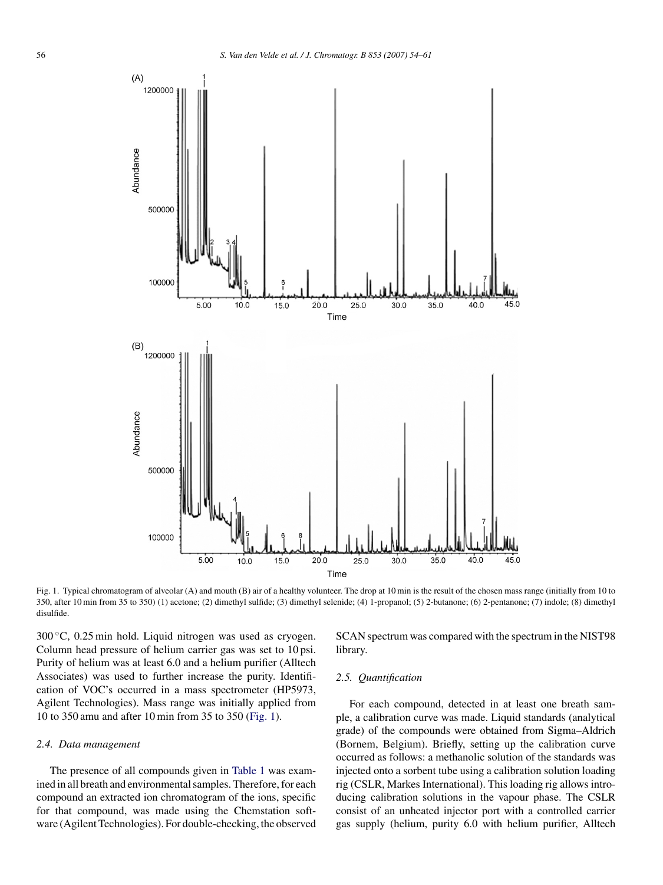Fig. 1. Typical chromatogram of alveolar (A) and mouth (B) air of a healthy volunteer. The drop at 10 min is the result of the chosen mass range (initially from 10 to 350, after 10 min from 35 to 350) (1) acetone; (2) dimethyl sulfide; (3) dimethyl selenide; (4) 1-propanol; (5) 2-butanone; (6) 2-pentanone; (7) indole; (8) dimethyl disulfide.

300 °C, 0.25 min hold. Liquid nitrogen was used as cryogen. Column head pressure of helium carrier gas was set to 10 psi. Purity of helium was at least 6.0 and a helium purifier (Alltech Associates) was used to further increase the purity. Identification of VOC's occurred in a mass spectrometer (HP5973, Agilent Technologies). Mass range was initially applied from 10 to 350 amu and after 10 min from 35 to 350 (Fig. 1).

### 2.4. Data management

The presence of all compounds given in Table 1 was examined in all breath and environmental samples. Therefore, for each compound an extracted ion chromatogram of the ions, specific for that compound, was made using the Chemstation software (Agilent Technologies). For double-checking, the observed SCAN spectrum was compared with the spectrum in the NIST98 library.

### 2.5. Quantification

For each compound, detected in at least one breath sample, a calibration curve was made. Liquid standards (analytical grade) of the compounds were obtained from Sigma–Aldrich (Bornem, Belgium). Briefly, setting up the calibration curve occurred as follows: a methanolic solution of the standards was injected onto a sorbent tube using a calibration solution loading rig (CSLR, Markes International). This loading rig allows introducing calibration solutions in the vapour phase. The CSLR consist of an unheated injector port with a controlled carrier gas supply (helium, purity 6.0 with helium purifier, Alltech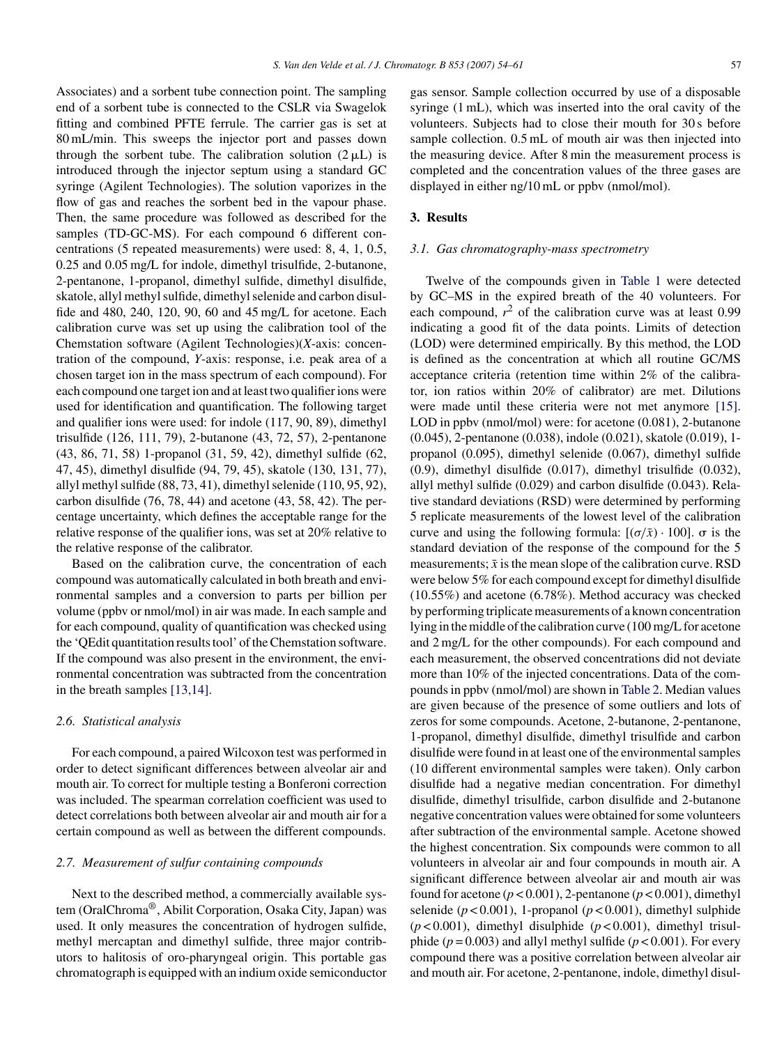Associates) and a sorbent tube connection point. The sampling end of a sorbent tube is connected to the CSLR via Swagelok fitting and combined PFTE ferrule. The carrier gas is set at 80 mL/min. This sweeps the injector port and passes down through the sorbent tube. The calibration solution (2 μL) is introduced through the injector septum using a standard GC syringe (Agilent Technologies). The solution vaporizes in the flow of gas and reaches the sorbent bed in the vapour phase. Then, the same procedure was followed as described for the samples (TD-GC-MS). For each compound 6 different concentrations (5 repeated measurements) were used: 8, 4, 1, 0.5, 0.25 and 0.05 mg/L for indole, dimethyl trisulfide, 2-butanone, 2-pentanone, 1-propanol, dimethyl sulfide, dimethyl disulfide, skatole, allyl methyl sulfide, dimethyl selenide and carbon disulfide and 480, 240, 120, 90, 60 and 45 mg/L for acetone. Each calibration curve was set up using the calibration tool of the Chemstation software (Agilent Technologies)(*X*-axis: concentration of the compound, *Y*-axis: response, i.e. peak area of a chosen target ion in the mass spectrum of each compound). For each compound one target ion and at least two qualifier ions were used for identification and quantification. The following target and qualifier ions were used: for indole (117, 90, 89), dimethyl trisulfide (126, 111, 79), 2-butanone (43, 72, 57), 2-pentanone (43, 86, 71, 58) 1-propanol (31, 59, 42), dimethyl sulfide (62, 47, 45), dimethyl disulfide (94, 79, 45), skatole (130, 131, 77), allyl methyl sulfide (88, 73, 41), dimethyl selenide (110, 95, 92), carbon disulfide (76, 78, 44) and acetone (43, 58, 42). The percentage uncertainty, which defines the acceptable range for the relative response of the qualifier ions, was set at 20% relative to the relative response of the calibrator.

Based on the calibration curve, the concentration of each compound was automatically calculated in both breath and environmental samples and a conversion to parts per billion per volume (ppbv or nmol/mol) in air was made. In each sample and for each compound, quality of quantitation was checked using the 'QEdit quantitation results tool' of the Chemstation software. If the compound was also present in the environment, the environmental concentration was subtracted from the concentration in the breath samples [13,14].

### 2.6. Statistical analysis

For each compound, a paired Wilcoxon test was performed in order to detect significant differences between alveolar air and mouth air. To correct for multiple testing a Bonferoni correction was included. The spearman correlation coefficient was used to detect correlations both between alveolar air and mouth air for a certain compound as well as between the different compounds.

### 2.7. Measurement of sulfur containing compounds

Next to the described method, a commercially available system (OralChroma®, Abilit Corporation, Osaka City, Japan) was used. It only measures the concentration of hydrogen sulfide, methyl mercaptan and dimethyl sulfide, three major contributors to halitosis of oro-pharyngeal origin. This portable gas chromatograph is equipped with an indium oxide semiconductor gas sensor. Sample collection occurred by use of a disposable syringe (1 mL), which was inserted into the oral cavity of the volunteers. Subjects had to close their mouth for 30 s before sample collection. 0.5 mL of mouth air was then injected into the measuring device. After 8 min the measurement process is completed and the concentration values of the three gases are displayed in either ng/10 mL or ppbv (nmol/mol).

## 3. Results

### 3.1. Gas chromatography-mass spectrometry

Twelve of the compounds given in Table 1 were detected by GC–MS in the expired breath of the 40 volunteers. For each compound, $r^2$ of the calibration curve was at least 0.99 indicating a good fit of the data points. Limits of detection (LOD) were determined empirically. By this method, the LOD is defined as the concentration at which all routine GC/MS acceptance criteria (retention time within 2% of the calibrator, ion ratios within 20% of calibrator) are met. Dilutions were made until these criteria were not met anymore [15]. LOD in ppbv (nmol/mol) were: for acetone (0.081), 2-butanone (0.045), 2-pentanone (0.038), indole (0.021), skatole (0.019), 1-propanol (0.095), dimethyl selenide (0.067), dimethyl sulfide (0.9), dimethyl disulfide (0.017), dimethyl trisulfide (0.032), allyl methyl sulfide (0.029) and carbon disulfide (0.043). Relative standard deviations (RSD) were determined by performing 5 replicate measurements of the lowest level of the calibration curve and using the following formula: $[(\sigma/\bar{x}) \cdot 100]$. σ is the standard deviation of the response of the compound for the 5 measurements; $\bar{x}$ is the mean slope of the calibration curve. RSD were below 5% for each compound except for dimethyl disulfide (10.55%) and acetone (6.78%). Method accuracy was checked by performing triplicate measurements of a known concentration lying in the middle of the calibration curve (100 mg/L for acetone and 2 mg/L for the other compounds). For each compound and each measurement, the observed concentrations did not deviate more than 10% of the injected concentrations. Data of the compounds in ppbv (nmol/mol) are shown in Table 2. Median values are given because of the presence of some outliers and lots of zeros for some compounds. Acetone, 2-butanone, 2-pentanone, 1-propanol, dimethyl disulfide, dimethyl trisulfide and carbon disulfide were found in at least one of the environmental samples (10 different environmental samples were taken). Only carbon disulfide had a negative median concentration. For dimethyl disulfide, dimethyl trisulfide, carbon disulfide and 2-butanone negative concentration values were obtained for some volunteers after subtraction of the environmental sample. Acetone showed the highest concentration. Six compounds were common to all volunteers in alveolar air and four compounds in mouth air. A significant difference between alveolar air and mouth air was found for acetone ($p < 0.001$), 2-pentanone ($p < 0.001$), dimethyl selenide ($p < 0.001$), 1-propanol ($p < 0.001$), dimethyl sulphide ($p < 0.001$), dimethyl disulphide ($p < 0.001$), dimethyl trisulphide ($p = 0.003$) and allyl methyl sulfide ($p < 0.001$). For every compound there was a positive correlation between alveolar air and mouth air. For acetone, 2-pentanone, indole, dimethyl disul-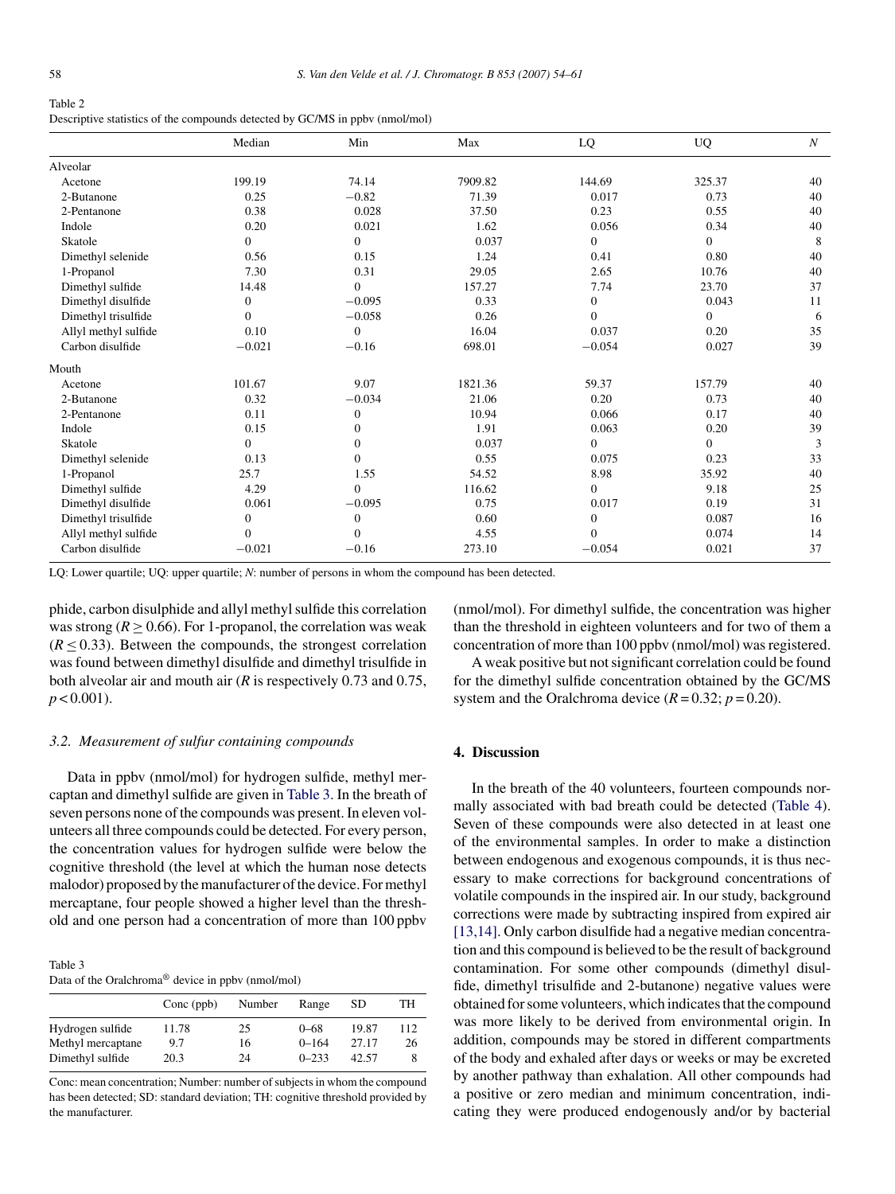Table 2
Descriptive statistics of the compounds detected by GC/MS in ppbv (nmol/mol)

| | Median | Min | Max | LQ | UQ | N |
|---|---|---|---|---|---|---|
| Alveolar | | | | | | |
| Acetone | 199.19 | 74.14 | 7909.82 | 144.69 | 325.37 | 40 |
| 2-Butanone | 0.25 | −0.82 | 71.39 | 0.017 | 0.73 | 40 |
| 2-Pentanone | 0.38 | 0.028 | 37.50 | 0.23 | 0.55 | 40 |
| Indole | 0.20 | 0.021 | 1.62 | 0.056 | 0.34 | 40 |
| Skatole | 0 | 0 | 0.037 | 0 | 0 | 8 |
| Dimethyl selenide | 0.56 | 0.15 | 1.24 | 0.41 | 0.80 | 40 |
| 1-Propanol | 7.30 | 0.31 | 29.05 | 2.65 | 10.76 | 40 |
| Dimethyl sulfide | 14.48 | 0 | 157.27 | 7.74 | 23.70 | 37 |
| Dimethyl disulfide | 0 | −0.095 | 0.33 | 0 | 0.043 | 11 |
| Dimethyl trisulfide | 0 | −0.058 | 0.26 | 0 | 0 | 6 |
| Allyl methyl sulfide | 0.10 | 0 | 16.04 | 0.037 | 0.20 | 35 |
| Carbon disulfide | −0.021 | −0.16 | 698.01 | −0.054 | 0.027 | 39 |
| Mouth | | | | | | |
| Acetone | 101.67 | 9.07 | 1821.36 | 59.37 | 157.79 | 40 |
| 2-Butanone | 0.32 | −0.034 | 21.06 | 0.20 | 0.73 | 40 |
| 2-Pentanone | 0.11 | 0 | 10.94 | 0.066 | 0.17 | 40 |
| Indole | 0.15 | 0 | 1.91 | 0.063 | 0.20 | 39 |
| Skatole | 0 | 0 | 0.037 | 0 | 0 | 3 |
| Dimethyl selenide | 0.13 | 0 | 0.55 | 0.075 | 0.23 | 33 |
| 1-Propanol | 25.7 | 1.55 | 54.52 | 8.98 | 35.92 | 40 |
| Dimethyl sulfide | 4.29 | 0 | 116.62 | 0 | 9.18 | 25 |
| Dimethyl disulfide | 0.061 | −0.095 | 0.75 | 0.017 | 0.19 | 31 |
| Dimethyl trisulfide | 0 | 0 | 0.60 | 0 | 0.087 | 16 |
| Allyl methyl sulfide | 0 | 0 | 4.55 | 0 | 0.074 | 14 |
| Carbon disulfide | −0.021 | −0.16 | 273.10 | −0.054 | 0.021 | 37 |

LQ: Lower quartile; UQ: upper quartile; N: number of persons in whom the compound has been detected.

phide, carbon disulphide and allyl methyl sulfide this correlation was strong ($R \geq 0.66$). For 1-propanol, the correlation was weak ($R \leq 0.33$). Between the compounds, the strongest correlation was found between dimethyl disulfide and dimethyl trisulfide in both alveolar air and mouth air ($R$ is respectively 0.73 and 0.75, $p < 0.001$).

### 3.2. Measurement of sulfur containing compounds

Data in ppbv (nmol/mol) for hydrogen sulfide, methyl mercaptan and dimethyl sulfide are given in Table 3. In the breath of seven persons none of the compounds was present. In eleven volunteers all three compounds could be detected. For every person, the concentration values for hydrogen sulfide were below the cognitive threshold (the level at which the human nose detects malodor) proposed by the manufacturer of the device. For methyl mercaptane, four people showed a higher level than the threshold and one person had a concentration of more than 100 ppbv (nmol/mol). For dimethyl sulfide, the concentration was higher than the threshold in eighteen volunteers and for two of them a concentration of more than 100 ppbv (nmol/mol) was registered.

A weak positive but not significant correlation could be found for the dimethyl sulfide concentration obtained by the GC/MS system and the Oralchroma device ($R = 0.32$; $p = 0.20$).

Table 3
Data of the Oralchroma® device in ppbv (nmol/mol)

| | Conc (ppb) | Number | Range | SD | TH |
|---|---|---|---|---|---|
| Hydrogen sulfide | 11.78 | 25 | 0–68 | 19.87 | 112 |
| Methyl mercaptane | 9.7 | 16 | 0–164 | 27.17 | 26 |
| Dimethyl sulfide | 20.3 | 24 | 0–233 | 42.57 | 8 |

Conc: mean concentration; Number: number of subjects in whom the compound has been detected; SD: standard deviation; TH: cognitive threshold provided by the manufacturer.

## 4. Discussion

In the breath of the 40 volunteers, fourteen compounds normally associated with bad breath could be detected (Table 4). Seven of these compounds were also detected in at least one of the environmental samples. In order to make a distinction between endogenous and exogenous compounds, it is thus necessary to make corrections for background concentrations of volatile compounds in the inspired air. In our study, background corrections were made by subtracting inspired from expired air [13,14]. Only carbon disulfide had a negative median concentration and this compound is believed to be the result of background contamination. For some other compounds (dimethyl disulfide, dimethyl trisulfide and 2-butanone) negative values were obtained for some volunteers, which indicates that the compound was more likely to be derived from environmental origin. In addition, compounds may be stored in different compartments of the body and exhaled after days or weeks or may be excreted by another pathway than exhalation. All other compounds had a positive or zero median and minimum concentration, indicating they were produced endogenously and/or by bacterial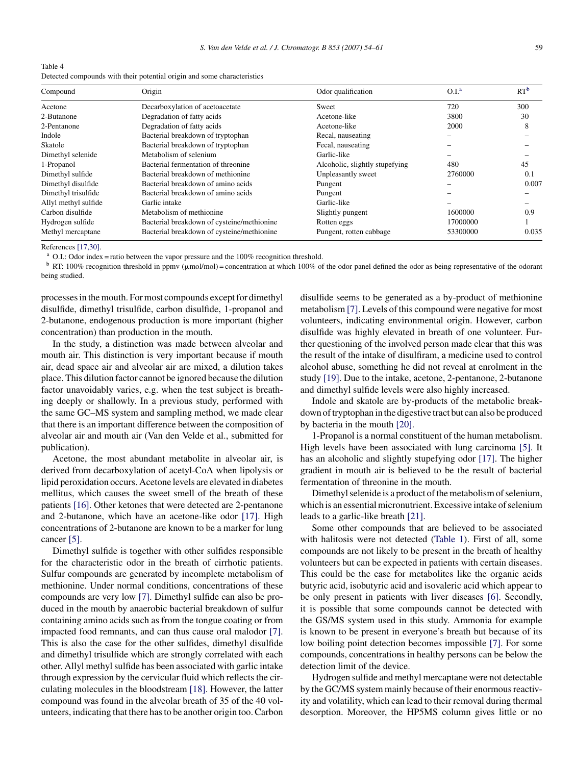Table 4
Detected compounds with their potential origin and some characteristics

| Compound | Origin | Odor qualification | O.I.[a] | RT[b] |
|---|---|---|---|---|
| Acetone | Decarboxylation of acetoacetate | Sweet | 720 | 300 |
| 2-Butanone | Degradation of fatty acids | Acetone-like | 3800 | 30 |
| 2-Pentanone | Degradation of fatty acids | Acetone-like | 2000 | 8 |
| Indole | Bacterial breakdown of tryptophan | Recal, nauseating | – | – |
| Skatole | Bacterial breakdown of tryptophan | Fecal, nauseating | – | – |
| Dimethyl selenide | Metabolism of selenium | Garlic-like | – | – |
| 1-Propanol | Bacterial fermentation of threonine | Alcoholic, slightly stupefying | 480 | 45 |
| Dimethyl sulfide | Bacterial breakdown of methionine | Unpleasantly sweet | 2760000 | 0.1 |
| Dimethyl disulfide | Bacterial breakdown of amino acids | Pungent | – | 0.007 |
| Dimethyl trisulfide | Bacterial breakdown of amino acids | Pungent | – | – |
| Allyl methyl sulfide | Garlic intake | Garlic-like | – | – |
| Carbon disulfide | Metabolism of methionine | Slightly pungent | 1600000 | 0.9 |
| Hydrogen sulfide | Bacterial breakdown of cysteine/methionine | Rotten eggs | 17000000 | 1 |
| Methyl mercaptane | Bacterial breakdown of cysteine/methionine | Pungent, rotten cabbage | 53300000 | 0.035 |

References [17,30].

[a] O.I.: Odor index = ratio between the vapor pressure and the 100% recognition threshold.

[b] RT: 100% recognition threshold in ppmv (μmol/mol) = concentration at which 100% of the odor panel defined the odor as being representative of the odorant being studied.

processes in the mouth. For most compounds except for dimethyl disulfide, dimethyl trisulfide, carbon disulfide, 1-propanol and 2-butanone, endogenous production is more important (higher concentration) than production in the mouth.

In the study, a distinction was made between alveolar and mouth air. This distinction is very important because if mouth air, dead space air and alveolar air are mixed, a dilution takes place. This dilution factor cannot be ignored because the dilution factor unavoidably varies, e.g. when the test subject is breathing deeply or shallowly. In a previous study, performed with the same GC–MS system and sampling method, we made clear that there is an important difference between the composition of alveolar air and mouth air (Van den Velde et al., submitted for publication).

Acetone, the most abundant metabolite in alveolar air, is derived from decarboxylation of acetyl-CoA when lipolysis or lipid peroxidation occurs. Acetone levels are elevated in diabetes mellitus, which causes the sweet smell of the breath of these patients [16]. Other ketones that were detected are 2-pentanone and 2-butanone, which have an acetone-like odor [17]. High concentrations of 2-butanone are known to be a marker for lung cancer [5].

Dimethyl sulfide is together with other sulfides responsible for the characteristic odor in the breath of cirrhotic patients. Sulfur compounds are generated by incomplete metabolism of methionine. Under normal conditions, concentrations of these compounds are very low [7]. Dimethyl sulfide can also be produced in the mouth by anaerobic bacterial breakdown of sulfur containing amino acids such as from the tongue coating or from impacted food remnants, and can thus cause oral malodor [7]. This is also the case for the other sulfides, dimethyl disulfide and dimethyl trisulfide which are strongly correlated with each other. Allyl methyl sulfide has been associated with garlic intake through expression by the cervicular fluid which reflects the circulating molecules in the bloodstream [18]. However, the latter compound was found in the alveolar breath of 35 of the 40 volunteers, indicating that there has to be another origin too. Carbon disulfide seems to be generated as a by-product of methionine metabolism [7]. Levels of this compound were negative for most volunteers, indicating environmental origin. However, carbon disulfide was highly elevated in breath of one volunteer. Further questioning of the involved person made clear that this was the result of the intake of disulfiram, a medicine used to control alcohol abuse, something he did not reveal at enrolment in the study [19]. Due to the intake, acetone, 2-pentanone, 2-butanone and dimethyl sulfide levels were also highly increased.

Indole and skatole are by-products of the metabolic breakdown of tryptophan in the digestive tract but can also be produced by bacteria in the mouth [20].

1-Propanol is a normal constituent of the human metabolism. High levels have been associated with lung carcinoma [5]. It has an alcoholic and slightly stupefying odor [17]. The higher gradient in mouth air is believed to be the result of bacterial fermentation of threonine in the mouth.

Dimethyl selenide is a product of the metabolism of selenium, which is an essential micronutrient. Excessive intake of selenium leads to a garlic-like breath [21].

Some other compounds that are believed to be associated with halitosis were not detected (Table 1). First of all, some compounds are not likely to be present in the breath of healthy volunteers but can be expected in patients with certain diseases. This could be the case for metabolites like the organic acids butyric acid, isobutyric acid and isovaleric acid which appear to be only present in patients with liver diseases [6]. Secondly, it is possible that some compounds cannot be detected with the GS/MS system used in this study. Ammonia for example is known to be present in everyone's breath but because of its low boiling point detection becomes impossible [7]. For some compounds, concentrations in healthy persons can be below the detection limit of the device.

Hydrogen sulfide and methyl mercaptane were not detectable by the GC/MS system mainly because of their enormous reactivity and volatility, which can lead to their removal during thermal desorption. Moreover, the HP5MS column gives little or no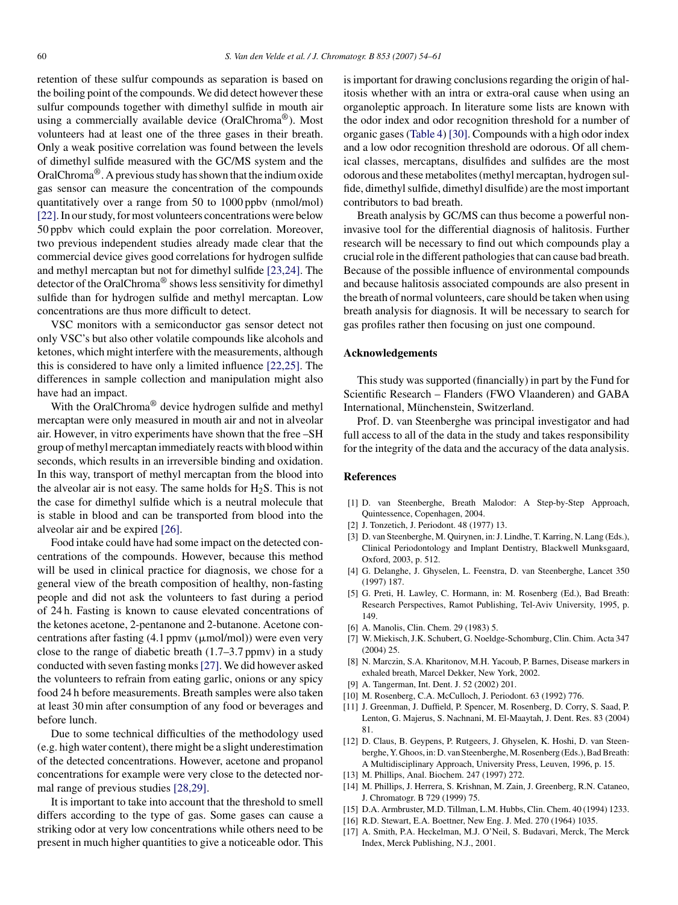retention of these sulfur compounds as separation is based on the boiling point of the compounds. We did detect however these sulfur compounds together with dimethyl sulfide in mouth air using a commercially available device (OralChroma®). Most volunteers had at least one of the three gases in their breath. Only a weak positive correlation was found between the levels of dimethyl sulfide measured with the GC/MS system and the OralChroma®. A previous study has shown that the indium oxide gas sensor can measure the concentration of the compounds quantitatively over a range from 50 to 1000 ppbv (nmol/mol) [22]. In our study, for most volunteers concentrations were below 50 ppbv which could explain the poor correlation. Moreover, two previous independent studies already made clear that the commercial device gives good correlations for hydrogen sulfide and methyl mercaptan but not for dimethyl sulfide [23,24]. The detector of the OralChroma® shows less sensitivity for dimethyl sulfide than for hydrogen sulfide and methyl mercaptan. Low concentrations are thus more difficult to detect.

VSC monitors with a semiconductor gas sensor detect not only VSC's but also other volatile compounds like alcohols and ketones, which might interfere with the measurements, although this is considered to have only a limited influence [22,25]. The differences in sample collection and manipulation might also have had an impact.

With the OralChroma® device hydrogen sulfide and methyl mercaptan were only measured in mouth air and not in alveolar air. However, in vitro experiments have shown that the free –SH group of methyl mercaptan immediately reacts with blood within seconds, which results in an irreversible binding and oxidation. In this way, transport of methyl mercaptan from the blood into the alveolar air is not easy. The same holds for $H_2S$. This is not the case for dimethyl sulfide which is a neutral molecule that is stable in blood and can be transported from blood into the alveolar air and be expired [26].

Food intake could have had some impact on the detected concentrations of the compounds. However, because this method will be used in clinical practice for diagnosis, we chose for a general view of the breath composition of healthy, non-fasting people and did not ask the volunteers to fast during a period of 24 h. Fasting is known to cause elevated concentrations of the ketones acetone, 2-pentanone and 2-butanone. Acetone concentrations after fasting (4.1 ppmv (μmol/mol)) were even very close to the range of diabetic breath (1.7–3.7 ppmv) in a study conducted with seven fasting monks [27]. We did however asked the volunteers to refrain from eating garlic, onions or any spicy food 24 h before measurements. Breath samples were also taken at least 30 min after consumption of any food or beverages and before lunch.

Due to some technical difficulties of the methodology used (e.g. high water content), there might be a slight underestimation of the detected concentrations. However, acetone and propanol concentrations for example were very close to the detected normal range of previous studies [28,29].

It is important to take into account that the threshold to smell differs according to the type of gas. Some gases can cause a striking odor at very low concentrations while others need to be present in much higher quantities to give a noticeable odor. This is important for drawing conclusions regarding the origin of halitosis whether with an intra or extra-oral cause when using an organoleptic approach. In literature some lists are known with the odor index and odor recognition threshold for a number of organic gases (Table 4) [30]. Compounds with a high odor index and a low odor recognition threshold are odorous. Of all chemical classes, mercaptans, disulfides and sulfides are the most odorous and these metabolites (methyl mercaptan, hydrogen sulfide, dimethyl sulfide, dimethyl disulfide) are the most important contributors to bad breath.

Breath analysis by GC/MS can thus become a powerful non-invasive tool for the differential diagnosis of halitosis. Further research will be necessary to find out which compounds play a crucial role in the different pathologies that can cause bad breath. Because of the possible influence of environmental compounds and because halitosis associated compounds are also present in the breath of normal volunteers, care should be taken when using breath analysis for diagnosis. It will be necessary to search for gas profiles rather then focusing on just one compound.

## Acknowledgements

This study was supported (financially) in part by the Fund for Scientific Research – Flanders (FWO Vlaanderen) and GABA International, Münchenstein, Switzerland.

Prof. D. van Steenberghe was principal investigator and had full access to all of the data in the study and takes responsibility for the integrity of the data and the accuracy of the data analysis.

## References

[1] D. van Steenberghe, Breath Malodor: A Step-by-Step Approach, Quintessence, Copenhagen, 2004.

[2] J. Tonzetich, J. Periodont. 48 (1977) 13.

[3] D. van Steenberghe, M. Quirynen, in: J. Lindhe, T. Karring, N. Lang (Eds.), Clinical Periodontology and Implant Dentistry, Blackwell Munksgaard, Oxford, 2003, p. 512.

[4] G. Delanghe, J. Ghyselen, L. Feenstra, D. van Steenberghe, Lancet 350 (1997) 187.

[5] G. Preti, H. Lawley, C. Hormann, in: M. Rosenberg (Ed.), Bad Breath: Research Perspectives, Ramot Publishing, Tel-Aviv University, 1995, p. 149.

[6] A. Manolis, Clin. Chem. 29 (1983) 5.

[7] W. Miekisch, J.K. Schubert, G. Noeldge-Schomburg, Clin. Chim. Acta 347 (2004) 25.

[8] N. Marczin, S.A. Kharitonov, M.H. Yacoub, P. Barnes, Disease markers in exhaled breath, Marcel Dekker, New York, 2002.

[9] A. Tangerman, Int. Dent. J. 52 (2002) 201.

[10] M. Rosenberg, C.A. McCulloch, J. Periodont. 63 (1992) 776.

[11] J. Greenman, J. Duffield, P. Spencer, M. Rosenberg, D. Corry, S. Saad, P. Lenton, G. Majerus, S. Nachnani, M. El-Maaytah, J. Dent. Res. 83 (2004) 81.

[12] D. Claus, B. Geypens, P. Rutgeers, J. Ghyselen, K. Hoshi, D. van Steenberghe, Y. Ghoos, in: D. van Steenberghe, M. Rosenberg (Eds.), Bad Breath: A Multidisciplinary Approach, University Press, Leuven, 1996, p. 15.

[13] M. Phillips, Anal. Biochem. 247 (1997) 272.

[14] M. Phillips, J. Herrera, S. Krishnan, M. Zain, J. Greenberg, R.N. Cataneo, J. Chromatogr. B 729 (1999) 75.

[15] D.A. Armbruster, M.D. Tillman, L.M. Hubbs, Clin. Chem. 40 (1994) 1233.

[16] R.D. Stewart, E.A. Boettner, New Eng. J. Med. 270 (1964) 1035.

[17] A. Smith, P.A. Heckelman, M.J. O'Neil, S. Budavari, Merck, The Merck Index, Merck Publishing, N.J., 2001.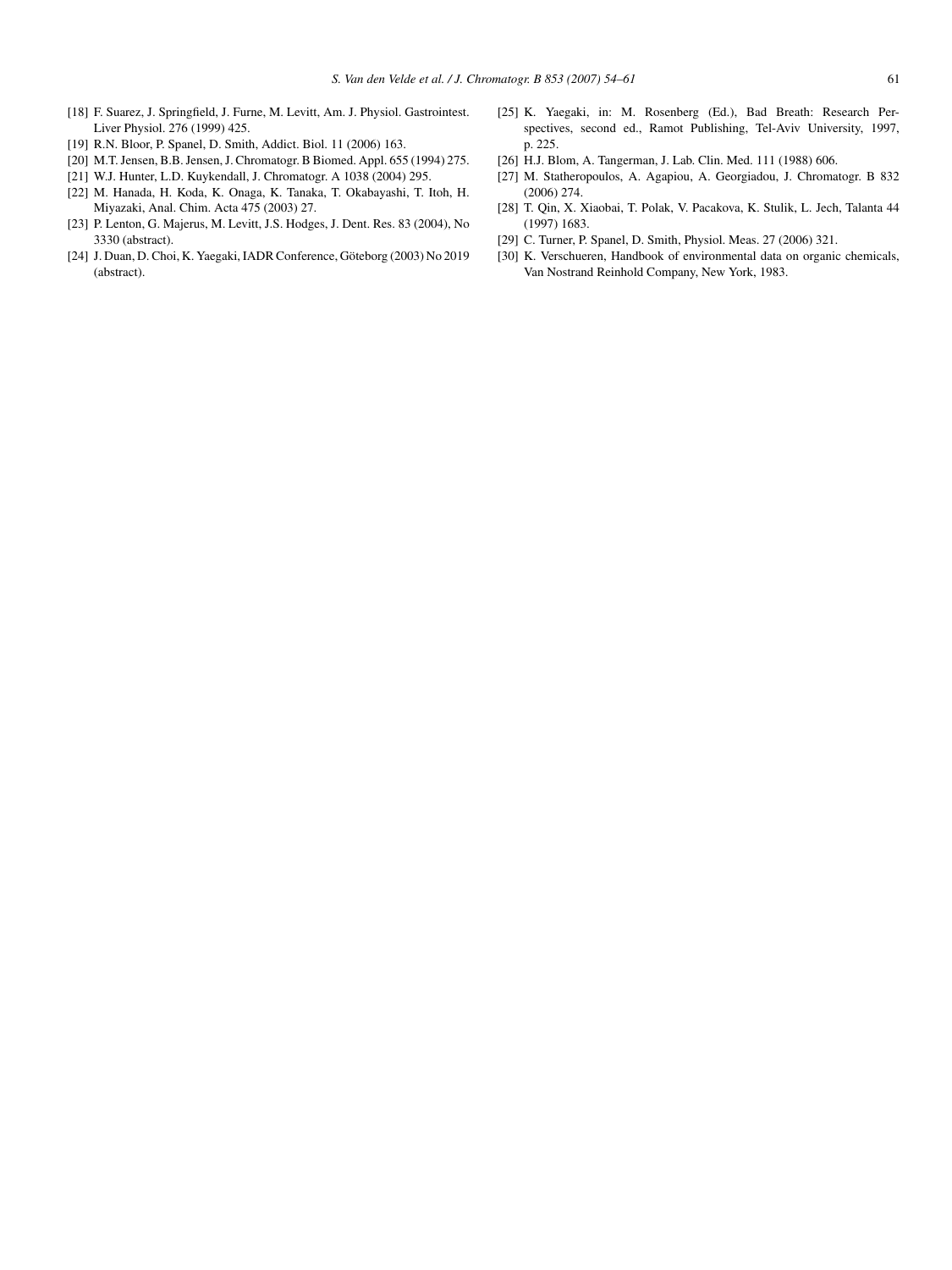[18] F. Suarez, J. Springfield, J. Furne, M. Levitt, Am. J. Physiol. Gastrointest. Liver Physiol. 276 (1999) 425.

[19] R.N. Bloor, P. Spanel, D. Smith, Addict. Biol. 11 (2006) 163.

[20] M.T. Jensen, B.B. Jensen, J. Chromatogr. B Biomed. Appl. 655 (1994) 275.

[21] W.J. Hunter, L.D. Kuykendall, J. Chromatogr. A 1038 (2004) 295.

[22] M. Hanada, H. Koda, K. Onaga, K. Tanaka, T. Okabayashi, T. Itoh, H. Miyazaki, Anal. Chim. Acta 475 (2003) 27.

[23] P. Lenton, G. Majerus, M. Levitt, J.S. Hodges, J. Dent. Res. 83 (2004), No 3330 (abstract).

[24] J. Duan, D. Choi, K. Yaegaki, IADR Conference, Göteborg (2003) No 2019 (abstract).

[25] K. Yaegaki, in: M. Rosenberg (Ed.), Bad Breath: Research Perspectives, second ed., Ramot Publishing, Tel-Aviv University, 1997, p. 225.

[26] H.J. Blom, A. Tangerman, J. Lab. Clin. Med. 111 (1988) 606.

[27] M. Statheropoulos, A. Agapiou, A. Georgiadou, J. Chromatogr. B 832 (2006) 274.

[28] T. Qin, X. Xiaobai, T. Polak, V. Pacakova, K. Stulik, L. Jech, Talanta 44 (1997) 1683.

[29] C. Turner, P. Spanel, D. Smith, Physiol. Meas. 27 (2006) 321.

[30] K. Verschueren, Handbook of environmental data on organic chemicals, Van Nostrand Reinhold Company, New York, 1983.